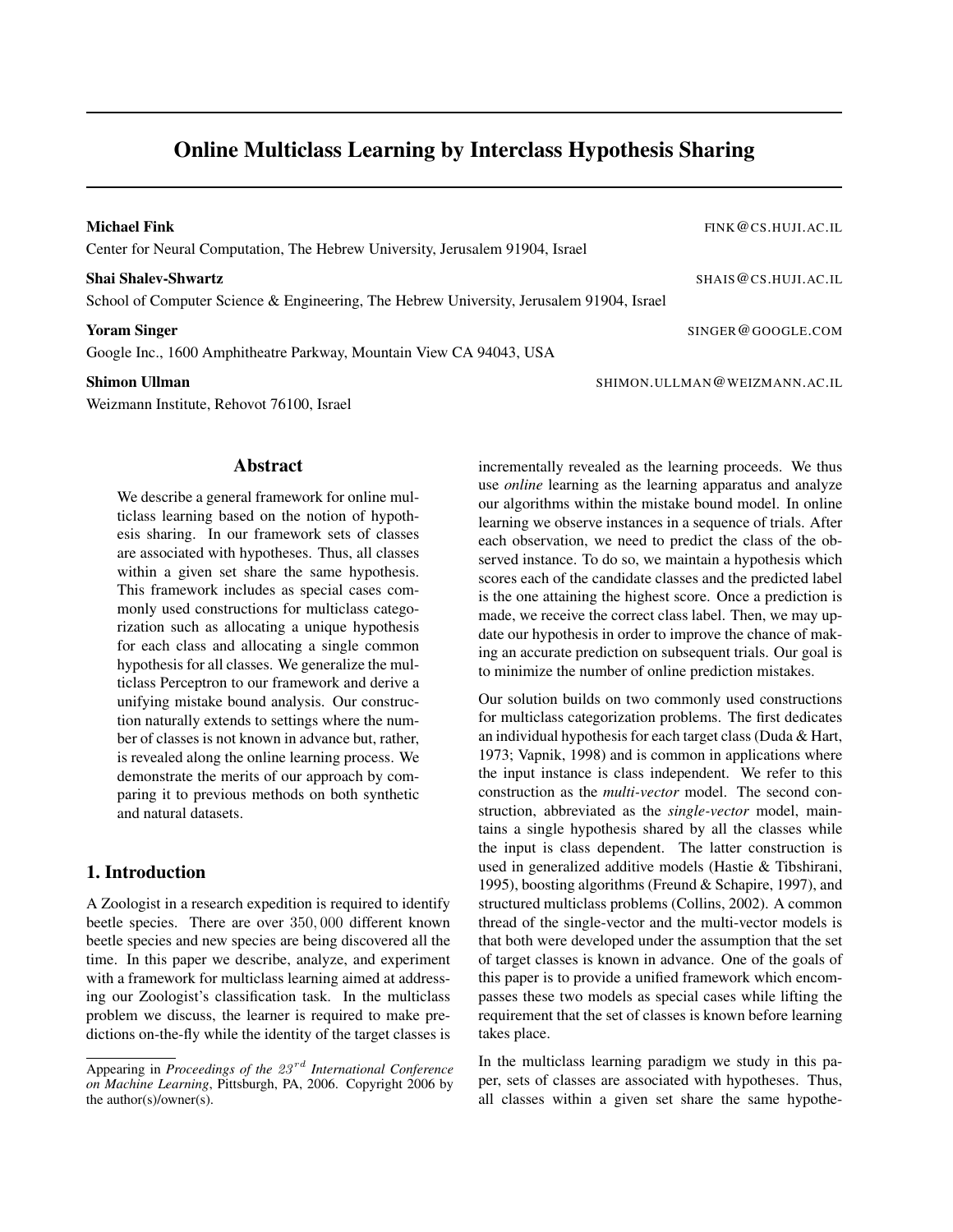# Online Multiclass Learning by Interclass Hypothesis Sharing

**Michael Fink** FINK@CS.HUJI.AC.IL
Center for Neural Computation, The Hebrew University, Jerusalem 91904, Israel

**Shai Shalev-Shwartz** SHAIS@CS.HUJI.AC.IL
School of Computer Science & Engineering, The Hebrew University, Jerusalem 91904, Israel

**Yoram Singer** SINGER@GOOGLE.COM
Google Inc., 1600 Amphitheatre Parkway, Mountain View CA 94043, USA

**Shimon Ullman** SHIMON.ULLMAN@WEIZMANN.AC.IL
Weizmann Institute, Rehovot 76100, Israel

## Abstract

We describe a general framework for online multiclass learning based on the notion of hypothesis sharing. In our framework sets of classes are associated with hypotheses. Thus, all classes within a given set share the same hypothesis. This framework includes as special cases commonly used constructions for multiclass categorization such as allocating a unique hypothesis for each class and allocating a single common hypothesis for all classes. We generalize the multiclass Perceptron to our framework and derive a unifying mistake bound analysis. Our construction naturally extends to settings where the number of classes is not known in advance but, rather, is revealed along the online learning process. We demonstrate the merits of our approach by comparing it to previous methods on both synthetic and natural datasets.

## 1. Introduction

A Zoologist in a research expedition is required to identify beetle species. There are over $350,000$ different known beetle species and new species are being discovered all the time. In this paper we describe, analyze, and experiment with a framework for multiclass learning aimed at addressing our Zoologist's classification task. In the multiclass problem we discuss, the learner is required to make predictions on-the-fly while the identity of the target classes is incrementally revealed as the learning proceeds. We thus use *online* learning as the learning apparatus and analyze our algorithms within the mistake bound model. In online learning we observe instances in a sequence of trials. After each observation, we need to predict the class of the observed instance. To do so, we maintain a hypothesis which scores each of the candidate classes and the predicted label is the one attaining the highest score. Once a prediction is made, we receive the correct class label. Then, we may update our hypothesis in order to improve the chance of making an accurate prediction on subsequent trials. Our goal is to minimize the number of online prediction mistakes.

Our solution builds on two commonly used constructions for multiclass categorization problems. The first dedicates an individual hypothesis for each target class (Duda & Hart, 1973; Vapnik, 1998) and is common in applications where the input instance is class independent. We refer to this construction as the *multi-vector* model. The second construction, abbreviated as the *single-vector* model, maintains a single hypothesis shared by all the classes while the input is class dependent. The latter construction is used in generalized additive models (Hastie & Tibshirani, 1995), boosting algorithms (Freund & Schapire, 1997), and structured multiclass problems (Collins, 2002). A common thread of the single-vector and the multi-vector models is that both were developed under the assumption that the set of target classes is known in advance. One of the goals of this paper is to provide a unified framework which encompasses these two models as special cases while lifting the requirement that the set of classes is known before learning takes place.

In the multiclass learning paradigm we study in this paper, sets of classes are associated with hypotheses. Thus, all classes within a given set share the same hypothe-

Appearing in *Proceedings of the $23^{rd}$ International Conference on Machine Learning*, Pittsburgh, PA, 2006. Copyright 2006 by the author(s)/owner(s).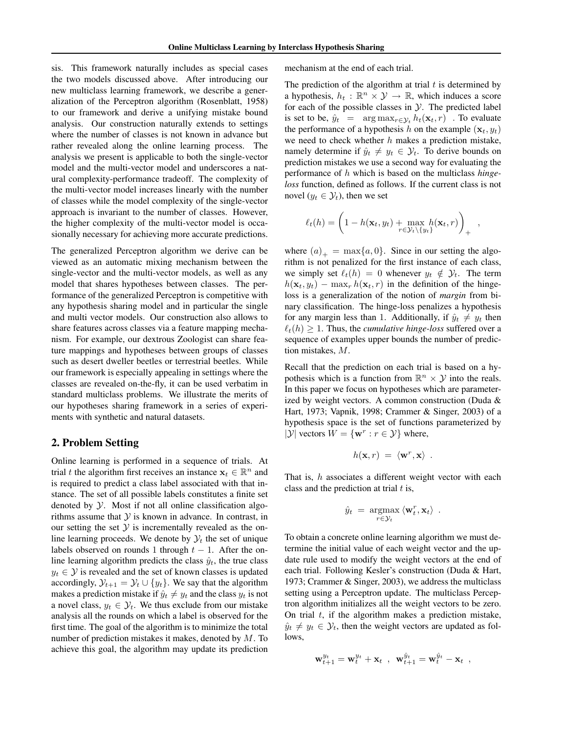sis. This framework naturally includes as special cases the two models discussed above. After introducing our new multiclass learning framework, we describe a generalization of the Perceptron algorithm (Rosenblatt, 1958) to our framework and derive a unifying mistake bound analysis. Our construction naturally extends to settings where the number of classes is not known in advance but rather revealed along the online learning process. The analysis we present is applicable to both the single-vector model and the multi-vector model and underscores a natural complexity-performance tradeoff. The complexity of the multi-vector model increases linearly with the number of classes while the model complexity of the single-vector approach is invariant to the number of classes. However, the higher complexity of the multi-vector model is occasionally necessary for achieving more accurate predictions.

The generalized Perceptron algorithm we derive can be viewed as an automatic mixing mechanism between the single-vector and the multi-vector models, as well as any model that shares hypotheses between classes. The performance of the generalized Perceptron is competitive with any hypothesis sharing model and in particular the single and multi vector models. Our construction also allows to share features across classes via a feature mapping mechanism. For example, our dextrous Zoologist can share feature mappings and hypotheses between groups of classes such as desert dweller beetles or terrestrial beetles. While our framework is especially appealing in settings where the classes are revealed on-the-fly, it can be used verbatim in standard multiclass problems. We illustrate the merits of our hypotheses sharing framework in a series of experiments with synthetic and natural datasets.

## 2. Problem Setting

Online learning is performed in a sequence of trials. At trial $t$ the algorithm first receives an instance $\mathbf{x}_t \in \mathbb{R}^n$ and is required to predict a class label associated with that instance. The set of all possible labels constitutes a finite set denoted by $\mathcal{Y}$. Most if not all online classification algorithms assume that $\mathcal{Y}$ is known in advance. In contrast, in our setting the set $\mathcal{Y}$ is incrementally revealed as the online learning proceeds. We denote by $\mathcal{Y}_t$ the set of unique labels observed on rounds 1 through $t-1$. After the online learning algorithm predicts the class $\hat{y}_t$, the true class $y_t \in \mathcal{Y}$ is revealed and the set of known classes is updated accordingly, $\mathcal{Y}_{t+1} = \mathcal{Y}_t \cup \{y_t\}$. We say that the algorithm makes a prediction mistake if $\hat{y}_t \neq y_t$ and the class $y_t$ is not a novel class, $y_t \in \mathcal{Y}_t$. We thus exclude from our mistake analysis all the rounds on which a label is observed for the first time. The goal of the algorithm is to minimize the total number of prediction mistakes it makes, denoted by $M$. To achieve this goal, the algorithm may update its prediction mechanism at the end of each trial.

The prediction of the algorithm at trial $t$ is determined by a hypothesis, $h_t : \mathbb{R}^n \times \mathcal{Y} \to \mathbb{R}$, which induces a score for each of the possible classes in $\mathcal{Y}$. The predicted label is set to be, $\hat{y}_t = \arg\max_{r \in \mathcal{Y}_t} h_t(\mathbf{x}_t, r)$ . To evaluate the performance of a hypothesis $h$ on the example $(\mathbf{x}_t, y_t)$ we need to check whether $h$ makes a prediction mistake, namely determine if $\hat{y}_t \neq y_t \in \mathcal{Y}_t$. To derive bounds on prediction mistakes we use a second way for evaluating the performance of $h$ which is based on the multiclass *hinge-loss* function, defined as follows. If the current class is not novel ($y_t \in \mathcal{Y}_t$), then we set

$$\ell_t(h) = \left(1 - h(\mathbf{x}_t, y_t) + \max_{r \in \mathcal{Y}_t \setminus \{y_t\}} h(\mathbf{x}_t, r)\right)_+ ,$$

where $(a)_+ = \max\{a, 0\}$. Since in our setting the algorithm is not penalized for the first instance of each class, we simply set $\ell_t(h) = 0$ whenever $y_t \notin \mathcal{Y}_t$. The term $h(\mathbf{x}_t, y_t) - \max_r h(\mathbf{x}_t, r)$ in the definition of the hinge-loss is a generalization of the notion of *margin* from binary classification. The hinge-loss penalizes a hypothesis for any margin less than 1. Additionally, if $\hat{y}_t \neq y_t$ then $\ell_t(h) \geq 1$. Thus, the *cumulative hinge-loss* suffered over a sequence of examples upper bounds the number of prediction mistakes, $M$.

Recall that the prediction on each trial is based on a hypothesis which is a function from $\mathbb{R}^n \times \mathcal{Y}$ into the reals. In this paper we focus on hypotheses which are parameterized by weight vectors. A common construction (Duda & Hart, 1973; Vapnik, 1998; Crammer & Singer, 2003) of a hypothesis space is the set of functions parameterized by $|\mathcal{Y}|$ vectors $W = \{\mathbf{w}^r : r \in \mathcal{Y}\}$ where,

$$h(\mathbf{x}, r) = \langle \mathbf{w}^r, \mathbf{x} \rangle .$$

That is, $h$ associates a different weight vector with each class and the prediction at trial $t$ is,

$$\hat{y}_t = \operatorname*{argmax}_{r \in \mathcal{Y}_t} \langle \mathbf{w}_t^r, \mathbf{x}_t \rangle .$$

To obtain a concrete online learning algorithm we must determine the initial value of each weight vector and the update rule used to modify the weight vectors at the end of each trial. Following Kesler's construction (Duda & Hart, 1973; Crammer & Singer, 2003), we address the multiclass setting using a Perceptron update. The multiclass Perceptron algorithm initializes all the weight vectors to be zero. On trial $t$, if the algorithm makes a prediction mistake, $\hat{y}_t \neq y_t \in \mathcal{Y}_t$, then the weight vectors are updated as follows,

$$\mathbf{w}_{t+1}^{y_t} = \mathbf{w}_t^{y_t} + \mathbf{x}_t \ , \ \ \mathbf{w}_{t+1}^{\hat{y}_t} = \mathbf{w}_t^{\hat{y}_t} - \mathbf{x}_t \ ,$$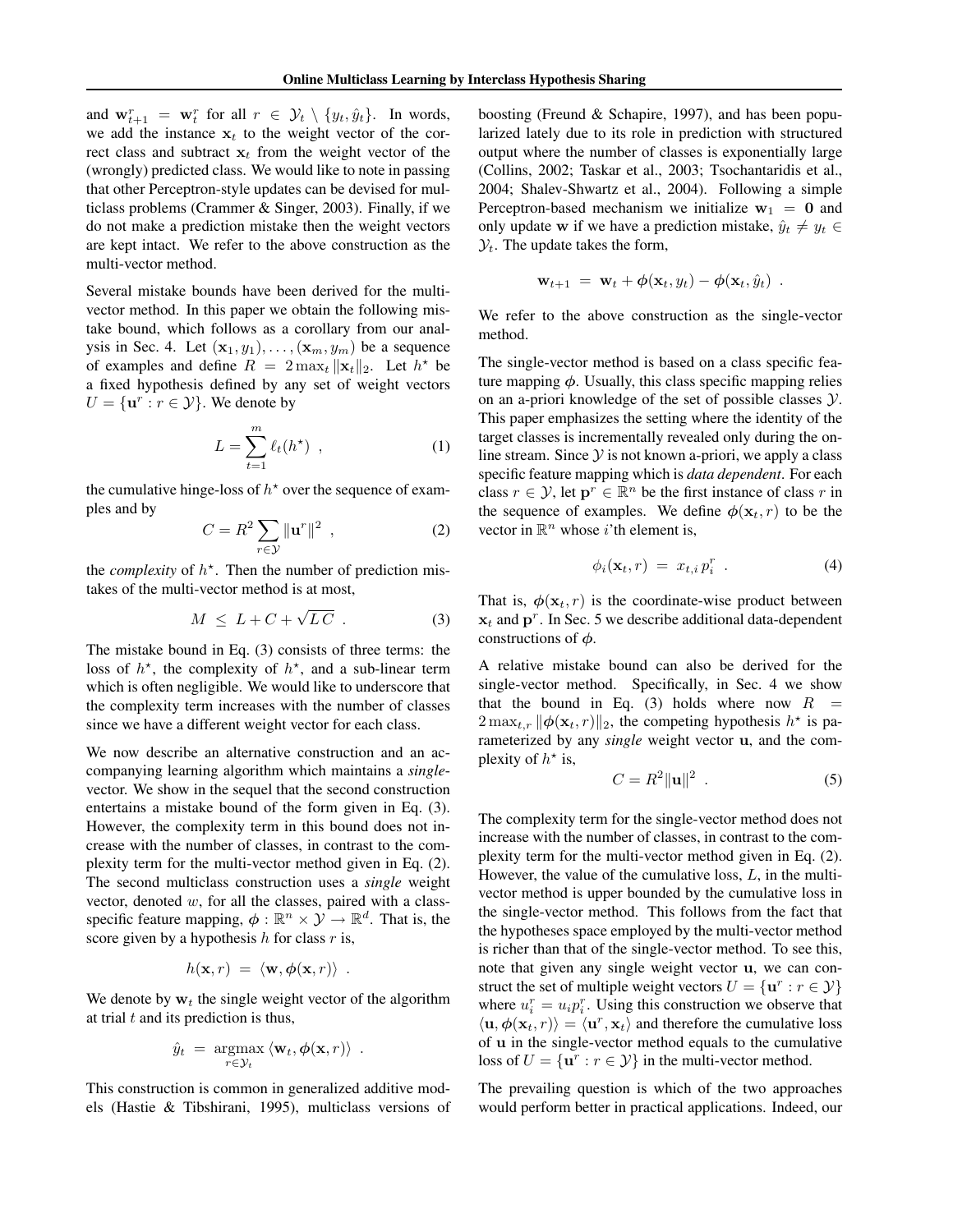and $\mathbf{w}^r_{t+1} = \mathbf{w}^r_t$ for all $r \in \mathcal{Y}_t \setminus \{y_t, \hat{y}_t\}$. In words, we add the instance $\mathbf{x}_t$ to the weight vector of the correct class and subtract $\mathbf{x}_t$ from the weight vector of the (wrongly) predicted class. We would like to note in passing that other Perceptron-style updates can be devised for multiclass problems (Crammer & Singer, 2003). Finally, if we do not make a prediction mistake then the weight vectors are kept intact. We refer to the above construction as the multi-vector method.

Several mistake bounds have been derived for the multi-vector method. In this paper we obtain the following mistake bound, which follows as a corollary from our analysis in Sec. 4. Let $(\mathbf{x}_1, y_1), \ldots, (\mathbf{x}_m, y_m)$ be a sequence of examples and define $R = 2 \max_t \|\mathbf{x}_t\|_2$. Let $h^\star$ be a fixed hypothesis defined by any set of weight vectors $U = \{\mathbf{u}^r : r \in \mathcal{Y}\}$. We denote by

$$L = \sum_{t=1}^{m} \ell_t(h^\star) \ , \tag{1}$$

the cumulative hinge-loss of $h^\star$ over the sequence of examples and by

$$C = R^2 \sum_{r \in \mathcal{Y}} \|\mathbf{u}^r\|^2 \ , \tag{2}$$

the *complexity* of $h^\star$. Then the number of prediction mistakes of the multi-vector method is at most,

$$M \ \leq \ L + C + \sqrt{L\,C} \ . \tag{3}$$

The mistake bound in Eq. (3) consists of three terms: the loss of $h^\star$, the complexity of $h^\star$, and a sub-linear term which is often negligible. We would like to underscore that the complexity term increases with the number of classes since we have a different weight vector for each class.

We now describe an alternative construction and an accompanying learning algorithm which maintains a ***single***-vector. We show in the sequel that the second construction entertains a mistake bound of the form given in Eq. (3). However, the complexity term in this bound does not increase with the number of classes, in contrast to the complexity term for the multi-vector method given in Eq. (2). The second multiclass construction uses a ***single*** weight vector, denoted $w$, for all the classes, paired with a class-specific feature mapping, $\boldsymbol{\phi} : \mathbb{R}^n \times \mathcal{Y} \to \mathbb{R}^d$. That is, the score given by a hypothesis $h$ for class $r$ is,

$$h(\mathbf{x}, r) \ = \ \langle \mathbf{w}, \boldsymbol{\phi}(\mathbf{x}, r) \rangle \ .$$

We denote by $\mathbf{w}_t$ the single weight vector of the algorithm at trial $t$ and its prediction is thus,

$$\hat{y}_t \ = \ \operatorname*{argmax}_{r \in \mathcal{Y}_t} \langle \mathbf{w}_t, \boldsymbol{\phi}(\mathbf{x}, r) \rangle \ .$$

This construction is common in generalized additive models (Hastie & Tibshirani, 1995), multiclass versions of boosting (Freund & Schapire, 1997), and has been popularized lately due to its role in prediction with structured output where the number of classes is exponentially large (Collins, 2002; Taskar et al., 2003; Tsochantaridis et al., 2004; Shalev-Shwartz et al., 2004). Following a simple Perceptron-based mechanism we initialize $\mathbf{w}_1 = \mathbf{0}$ and only update $\mathbf{w}$ if we have a prediction mistake, $\hat{y}_t \neq y_t \in \mathcal{Y}_t$. The update takes the form,

$$\mathbf{w}_{t+1} \ = \ \mathbf{w}_t + \boldsymbol{\phi}(\mathbf{x}_t, y_t) - \boldsymbol{\phi}(\mathbf{x}_t, \hat{y}_t) \ .$$

We refer to the above construction as the single-vector method.

The single-vector method is based on a class specific feature mapping $\boldsymbol{\phi}$. Usually, this class specific mapping relies on an a-priori knowledge of the set of possible classes $\mathcal{Y}$. This paper emphasizes the setting where the identity of the target classes is incrementally revealed only during the online stream. Since $\mathcal{Y}$ is not known a-priori, we apply a class specific feature mapping which is ***data dependent***. For each class $r \in \mathcal{Y}$, let $\mathbf{p}^r \in \mathbb{R}^n$ be the first instance of class $r$ in the sequence of examples. We define $\boldsymbol{\phi}(\mathbf{x}_t, r)$ to be the vector in $\mathbb{R}^n$ whose $i$'th element is,

$$\phi_i(\mathbf{x}_t, r) \ = \ x_{t,i} \, p^r_i \ . \tag{4}$$

That is, $\boldsymbol{\phi}(\mathbf{x}_t, r)$ is the coordinate-wise product between $\mathbf{x}_t$ and $\mathbf{p}^r$. In Sec. 5 we describe additional data-dependent constructions of $\boldsymbol{\phi}$.

A relative mistake bound can also be derived for the single-vector method. Specifically, in Sec. 4 we show that the bound in Eq. (3) holds where now $R = 2 \max_{t,r} \|\boldsymbol{\phi}(\mathbf{x}_t, r)\|_2$, the competing hypothesis $h^\star$ is parameterized by any ***single*** weight vector $\mathbf{u}$, and the complexity of $h^\star$ is,

$$C = R^2 \|\mathbf{u}\|^2 \ . \tag{5}$$

The complexity term for the single-vector method does not increase with the number of classes, in contrast to the complexity term for the multi-vector method given in Eq. (2). However, the value of the cumulative loss, $L$, in the multi-vector method is upper bounded by the cumulative loss in the single-vector method. This follows from the fact that the hypotheses space employed by the multi-vector method is richer than that of the single-vector method. To see this, note that given any single weight vector $\mathbf{u}$, we can construct the set of multiple weight vectors $U = \{\mathbf{u}^r : r \in \mathcal{Y}\}$ where $u^r_i = u_i p^r_i$. Using this construction we observe that $\langle \mathbf{u}, \boldsymbol{\phi}(\mathbf{x}_t, r) \rangle = \langle \mathbf{u}^r, \mathbf{x}_t \rangle$ and therefore the cumulative loss of $\mathbf{u}$ in the single-vector method equals to the cumulative loss of $U = \{\mathbf{u}^r : r \in \mathcal{Y}\}$ in the multi-vector method.

The prevailing question is which of the two approaches would perform better in practical applications. Indeed, our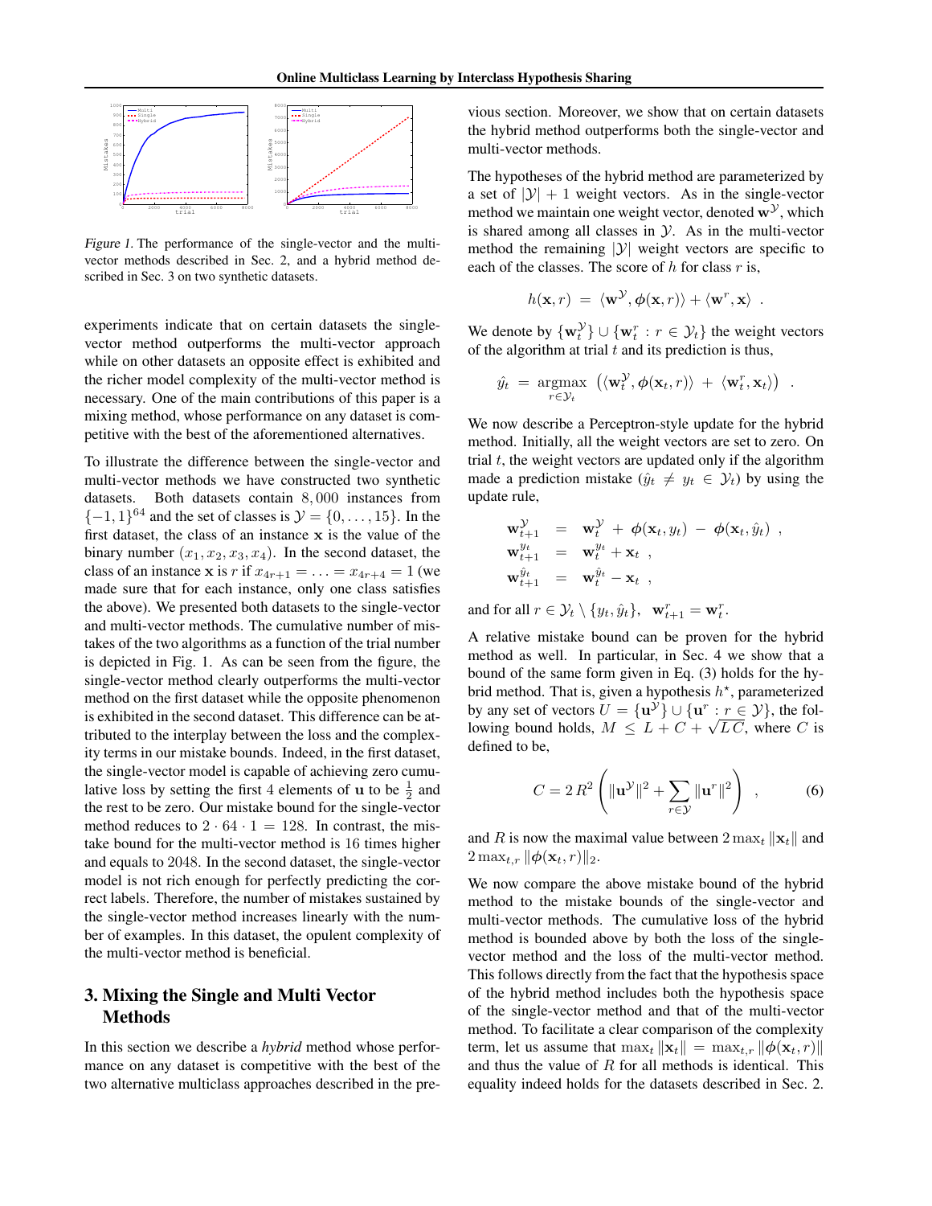Figure 1. The performance of the single-vector and the multi-vector methods described in Sec. 2, and a hybrid method described in Sec. 3 on two synthetic datasets.

experiments indicate that on certain datasets the single-vector method outperforms the multi-vector approach while on other datasets an opposite effect is exhibited and the richer model complexity of the multi-vector method is necessary. One of the main contributions of this paper is a mixing method, whose performance on any dataset is competitive with the best of the aforementioned alternatives.

To illustrate the difference between the single-vector and multi-vector methods we have constructed two synthetic datasets. Both datasets contain $8,000$ instances from $\{-1,1\}^{64}$ and the set of classes is $\mathcal{Y} = \{0,\ldots,15\}$. In the first dataset, the class of an instance $\mathbf{x}$ is the value of the binary number $(x_1, x_2, x_3, x_4)$. In the second dataset, the class of an instance $\mathbf{x}$ is $r$ if $x_{4r+1} = \ldots = x_{4r+4} = 1$ (we made sure that for each instance, only one class satisfies the above). We presented both datasets to the single-vector and multi-vector methods. The cumulative number of mistakes of the two algorithms as a function of the trial number is depicted in Fig. 1. As can be seen from the figure, the single-vector method clearly outperforms the multi-vector method on the first dataset while the opposite phenomenon is exhibited in the second dataset. This difference can be attributed to the interplay between the loss and the complexity terms in our mistake bounds. Indeed, in the first dataset, the single-vector model is capable of achieving zero cumulative loss by setting the first $4$ elements of $\mathbf{u}$ to be $\frac{1}{2}$ and the rest to be zero. Our mistake bound for the single-vector method reduces to $2 \cdot 64 \cdot 1 = 128$. In contrast, the mistake bound for the multi-vector method is 16 times higher and equals to $2048$. In the second dataset, the single-vector model is not rich enough for perfectly predicting the correct labels. Therefore, the number of mistakes sustained by the single-vector method increases linearly with the number of examples. In this dataset, the opulent complexity of the multi-vector method is beneficial.

## 3. Mixing the Single and Multi Vector Methods

In this section we describe a *hybrid* method whose performance on any dataset is competitive with the best of the two alternative multiclass approaches described in the previous section. Moreover, we show that on certain datasets the hybrid method outperforms both the single-vector and multi-vector methods.

The hypotheses of the hybrid method are parameterized by a set of $|\mathcal{Y}|+1$ weight vectors. As in the single-vector method we maintain one weight vector, denoted $\mathbf{w}^{\mathcal{Y}}$, which is shared among all classes in $\mathcal{Y}$. As in the multi-vector method the remaining $|\mathcal{Y}|$ weight vectors are specific to each of the classes. The score of $h$ for class $r$ is,

$$h(\mathbf{x}, r) \;=\; \langle \mathbf{w}^{\mathcal{Y}}, \boldsymbol{\phi}(\mathbf{x}, r)\rangle + \langle \mathbf{w}^{r}, \mathbf{x}\rangle \ .$$

We denote by $\{\mathbf{w}_t^{\mathcal{Y}}\} \cup \{\mathbf{w}_t^r : r \in \mathcal{Y}_t\}$ the weight vectors of the algorithm at trial $t$ and its prediction is thus,

$$\hat{y}_t \;=\; \operatorname*{argmax}_{r \in \mathcal{Y}_t} \; \left( \langle \mathbf{w}_t^{\mathcal{Y}}, \boldsymbol{\phi}(\mathbf{x}_t, r)\rangle \;+\; \langle \mathbf{w}_t^{r}, \mathbf{x}_t\rangle \right) \ .$$

We now describe a Perceptron-style update for the hybrid method. Initially, all the weight vectors are set to zero. On trial $t$, the weight vectors are updated only if the algorithm made a prediction mistake ($\hat{y}_t \neq y_t \in \mathcal{Y}_t$) by using the update rule,

$$\begin{aligned}
\mathbf{w}_{t+1}^{\mathcal{Y}} &= \mathbf{w}_t^{\mathcal{Y}} \;+\; \boldsymbol{\phi}(\mathbf{x}_t, y_t) \;-\; \boldsymbol{\phi}(\mathbf{x}_t, \hat{y}_t) \ , \\
\mathbf{w}_{t+1}^{y_t} &= \mathbf{w}_t^{y_t} + \mathbf{x}_t \ , \\
\mathbf{w}_{t+1}^{\hat{y}_t} &= \mathbf{w}_t^{\hat{y}_t} - \mathbf{x}_t \ ,
\end{aligned}$$

and for all $r \in \mathcal{Y}_t \setminus \{y_t, \hat{y}_t\}$, $\mathbf{w}_{t+1}^r = \mathbf{w}_t^r$.

A relative mistake bound can be proven for the hybrid method as well. In particular, in Sec. 4 we show that a bound of the same form given in Eq. (3) holds for the hybrid method. That is, given a hypothesis $h^\star$, parameterized by any set of vectors $U = \{\mathbf{u}^{\mathcal{Y}}\} \cup \{\mathbf{u}^r : r \in \mathcal{Y}\}$, the following bound holds, $M \leq L + C + \sqrt{L\,C}$, where $C$ is defined to be,

$$C = 2\,R^2 \left( \|\mathbf{u}^{\mathcal{Y}}\|^2 + \sum_{r \in \mathcal{Y}} \|\mathbf{u}^r\|^2 \right) \ , \tag{6}$$

and $R$ is now the maximal value between $2\max_t \|\mathbf{x}_t\|$ and $2\max_{t,r} \|\boldsymbol{\phi}(\mathbf{x}_t, r)\|_2$.

We now compare the above mistake bound of the hybrid method to the mistake bounds of the single-vector and multi-vector methods. The cumulative loss of the hybrid method is bounded above by both the loss of the single-vector method and the loss of the multi-vector method. This follows directly from the fact that the hypothesis space of the hybrid method includes both the hypothesis space of the single-vector method and that of the multi-vector method. To facilitate a clear comparison of the complexity term, let us assume that $\max_t \|\mathbf{x}_t\| = \max_{t,r} \|\boldsymbol{\phi}(\mathbf{x}_t, r)\|$ and thus the value of $R$ for all methods is identical. This equality indeed holds for the datasets described in Sec. 2.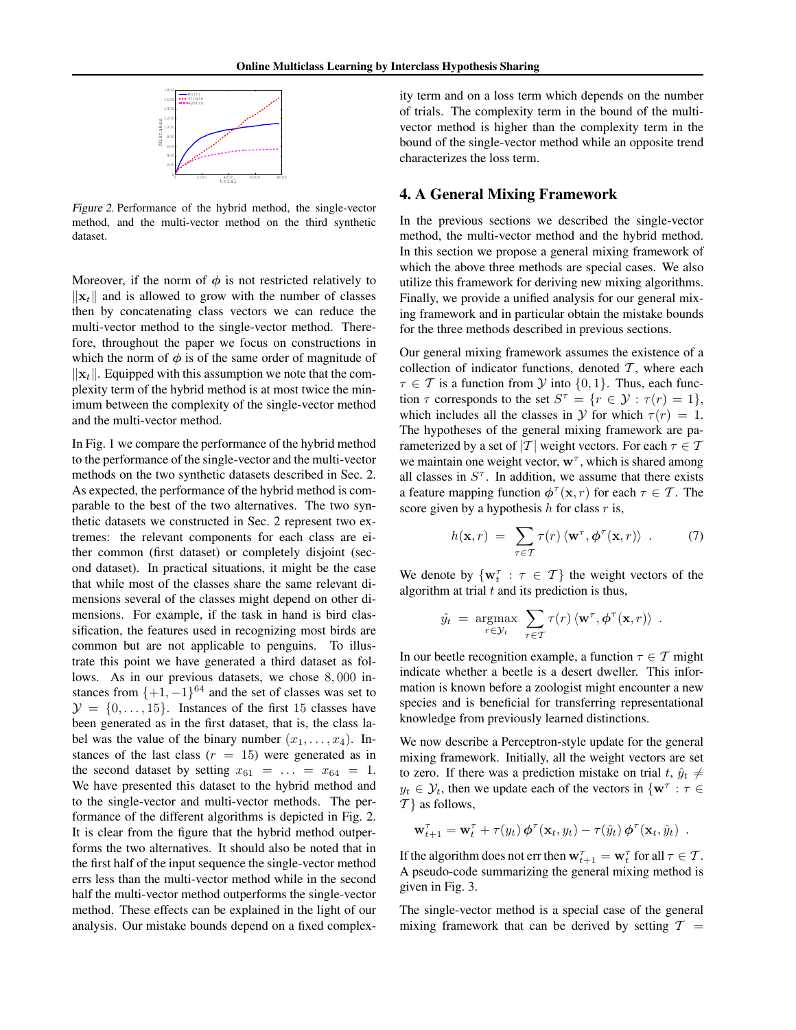Figure 2. Performance of the hybrid method, the single-vector method, and the multi-vector method on the third synthetic dataset.

Moreover, if the norm of $\phi$ is not restricted relatively to $\|\mathbf{x}_t\|$ and is allowed to grow with the number of classes then by concatenating class vectors we can reduce the multi-vector method to the single-vector method. Therefore, throughout the paper we focus on constructions in which the norm of $\phi$ is of the same order of magnitude of $\|\mathbf{x}_t\|$. Equipped with this assumption we note that the complexity term of the hybrid method is at most twice the minimum between the complexity of the single-vector method and the multi-vector method.

In Fig. 1 we compare the performance of the hybrid method to the performance of the single-vector and the multi-vector methods on the two synthetic datasets described in Sec. 2. As expected, the performance of the hybrid method is comparable to the best of the two alternatives. The two synthetic datasets we constructed in Sec. 2 represent two extremes: the relevant components for each class are either common (first dataset) or completely disjoint (second dataset). In practical situations, it might be the case that while most of the classes share the same relevant dimensions several of the classes might depend on other dimensions. For example, if the task in hand is bird classification, the features used in recognizing most birds are common but are not applicable to penguins. To illustrate this point we have generated a third dataset as follows. As in our previous datasets, we chose $8,000$ instances from $\{+1, -1\}^{64}$ and the set of classes was set to $\mathcal{Y} = \{0, \ldots, 15\}$. Instances of the first 15 classes have been generated as in the first dataset, that is, the class label was the value of the binary number $(x_1, \ldots, x_4)$. Instances of the last class ($r = 15$) were generated as in the second dataset by setting $x_{61} = \ldots = x_{64} = 1$. We have presented this dataset to the hybrid method and to the single-vector and multi-vector methods. The performance of the different algorithms is depicted in Fig. 2. It is clear from the figure that the hybrid method outperforms the two alternatives. It should also be noted that in the first half of the input sequence the single-vector method errs less than the multi-vector method while in the second half the multi-vector method outperforms the single-vector method. These effects can be explained in the light of our analysis. Our mistake bounds depend on a fixed complexity term and on a loss term which depends on the number of trials. The complexity term in the bound of the multi-vector method is higher than the complexity term in the bound of the single-vector method while an opposite trend characterizes the loss term.

## 4. A General Mixing Framework

In the previous sections we described the single-vector method, the multi-vector method and the hybrid method. In this section we propose a general mixing framework of which the above three methods are special cases. We also utilize this framework for deriving new mixing algorithms. Finally, we provide a unified analysis for our general mixing framework and in particular obtain the mistake bounds for the three methods described in previous sections.

Our general mixing framework assumes the existence of a collection of indicator functions, denoted $\mathcal{T}$, where each $\tau \in \mathcal{T}$ is a function from $\mathcal{Y}$ into $\{0, 1\}$. Thus, each function $\tau$ corresponds to the set $S^\tau = \{r \in \mathcal{Y} : \tau(r) = 1\}$, which includes all the classes in $\mathcal{Y}$ for which $\tau(r) = 1$. The hypotheses of the general mixing framework are parameterized by a set of $|\mathcal{T}|$ weight vectors. For each $\tau \in \mathcal{T}$ we maintain one weight vector, $\mathbf{w}^\tau$, which is shared among all classes in $S^\tau$. In addition, we assume that there exists a feature mapping function $\boldsymbol{\phi}^\tau(\mathbf{x}, r)$ for each $\tau \in \mathcal{T}$. The score given by a hypothesis $h$ for class $r$ is,

$$h(\mathbf{x}, r) \;=\; \sum_{\tau \in \mathcal{T}} \tau(r) \, \langle \mathbf{w}^\tau, \boldsymbol{\phi}^\tau(\mathbf{x}, r) \rangle \quad . \tag{7}$$

We denote by $\{\mathbf{w}_t^\tau : \tau \in \mathcal{T}\}$ the weight vectors of the algorithm at trial $t$ and its prediction is thus,

$$\hat{y_t} \;=\; \underset{r \in \mathcal{Y}_t}{\operatorname{argmax}} \sum_{\tau \in \mathcal{T}} \tau(r) \, \langle \mathbf{w}^\tau, \boldsymbol{\phi}^\tau(\mathbf{x}, r) \rangle \enspace .$$

In our beetle recognition example, a function $\tau \in \mathcal{T}$ might indicate whether a beetle is a desert dweller. This information is known before a zoologist might encounter a new species and is beneficial for transferring representational knowledge from previously learned distinctions.

We now describe a Perceptron-style update for the general mixing framework. Initially, all the weight vectors are set to zero. If there was a prediction mistake on trial $t$, $\hat{y}_t \neq y_t \in \mathcal{Y}_t$, then we update each of the vectors in $\{\mathbf{w}^\tau : \tau \in \mathcal{T}\}$ as follows,

$$\mathbf{w}_{t+1}^\tau = \mathbf{w}_t^\tau + \tau(y_t) \, \boldsymbol{\phi}^\tau(\mathbf{x}_t, y_t) - \tau(\hat{y}_t) \, \boldsymbol{\phi}^\tau(\mathbf{x}_t, \hat{y}_t) \enspace .$$

If the algorithm does not err then $\mathbf{w}_{t+1}^\tau = \mathbf{w}_t^\tau$ for all $\tau \in \mathcal{T}$. A pseudo-code summarizing the general mixing method is given in Fig. 3.

The single-vector method is a special case of the general mixing framework that can be derived by setting $\mathcal{T} =$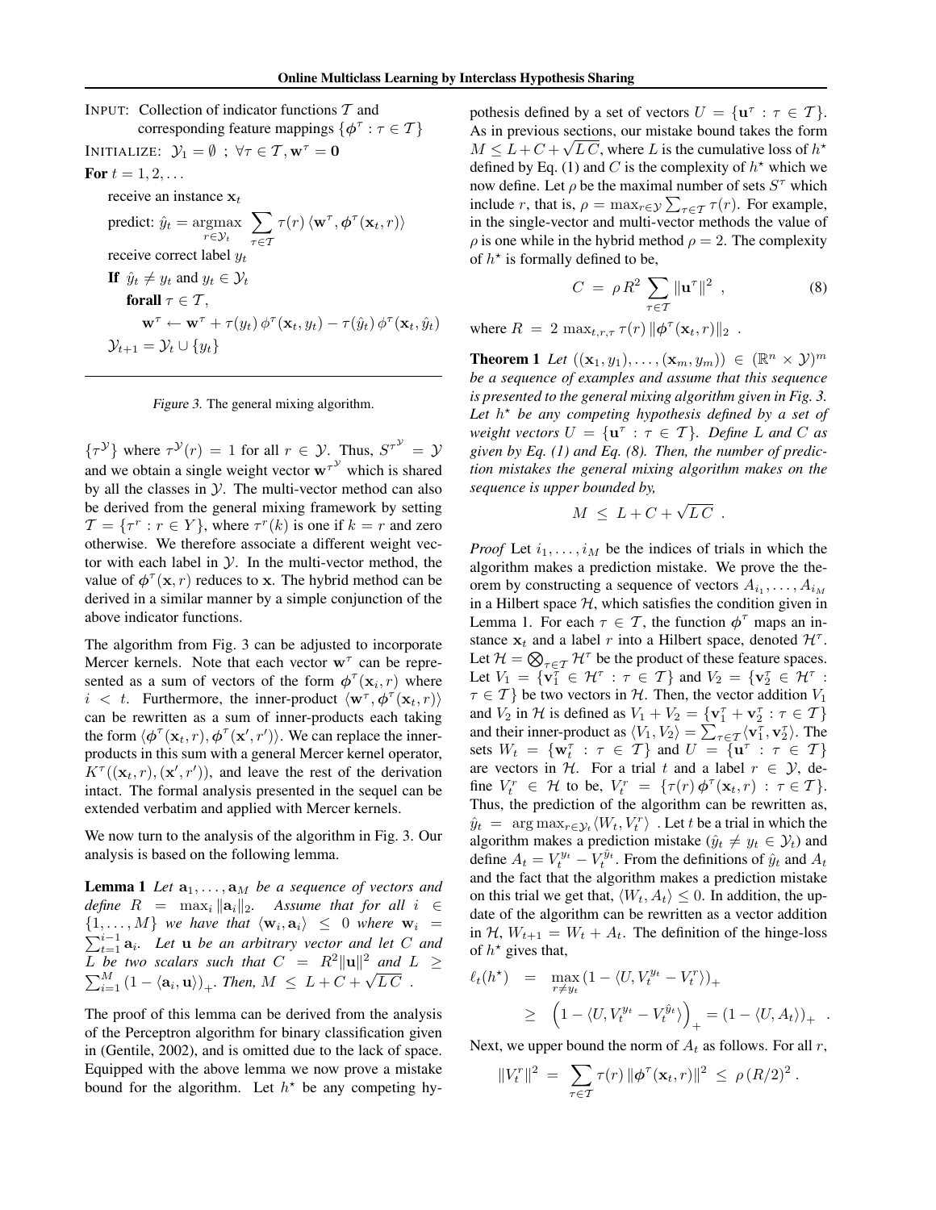INPUT: Collection of indicator functions $\mathcal{T}$ and corresponding feature mappings $\{\phi^\tau : \tau \in \mathcal{T}\}$

INITIALIZE: $\mathcal{Y}_1 = \emptyset$ ; $\forall \tau \in \mathcal{T}, \mathbf{w}^\tau = \mathbf{0}$

**For** $t = 1, 2, \ldots$

receive an instance $\mathbf{x}_t$

predict: $\hat{y}_t = \underset{r \in \mathcal{Y}_t}{\operatorname{argmax}} \sum_{\tau \in \mathcal{T}} \tau(r) \langle \mathbf{w}^\tau, \phi^\tau(\mathbf{x}_t, r) \rangle$

receive correct label $y_t$

**If** $\hat{y}_t \neq y_t$ and $y_t \in \mathcal{Y}_t$

**forall** $\tau \in \mathcal{T}$,

$\mathbf{w}^\tau \leftarrow \mathbf{w}^\tau + \tau(y_t)\, \phi^\tau(\mathbf{x}_t, y_t) - \tau(\hat{y}_t)\, \phi^\tau(\mathbf{x}_t, \hat{y}_t)$

$\mathcal{Y}_{t+1} = \mathcal{Y}_t \cup \{y_t\}$

*Figure 3.* The general mixing algorithm.

$\{\tau^{\mathcal{Y}}\}$ where $\tau^{\mathcal{Y}}(r) = 1$ for all $r \in \mathcal{Y}$. Thus, $S^{\tau^{\mathcal{Y}}} = \mathcal{Y}$ and we obtain a single weight vector $\mathbf{w}^{\tau^{\mathcal{Y}}}$ which is shared by all the classes in $\mathcal{Y}$. The multi-vector method can also be derived from the general mixing framework by setting $\mathcal{T} = \{\tau^r : r \in Y\}$, where $\tau^r(k)$ is one if $k = r$ and zero otherwise. We therefore associate a different weight vector with each label in $\mathcal{Y}$. In the multi-vector method, the value of $\phi^\tau(\mathbf{x}, r)$ reduces to $\mathbf{x}$. The hybrid method can be derived in a similar manner by a simple conjunction of the above indicator functions.

The algorithm from Fig. 3 can be adjusted to incorporate Mercer kernels. Note that each vector $\mathbf{w}^\tau$ can be represented as a sum of vectors of the form $\phi^\tau(\mathbf{x}_i, r)$ where $i < t$. Furthermore, the inner-product $\langle \mathbf{w}^\tau, \phi^\tau(\mathbf{x}_t, r) \rangle$ can be rewritten as a sum of inner-products each taking the form $\langle \phi^\tau(\mathbf{x}_t, r), \phi^\tau(\mathbf{x}', r') \rangle$. We can replace the inner-products in this sum with a general Mercer kernel operator, $K^\tau((\mathbf{x}_t, r), (\mathbf{x}', r'))$, and leave the rest of the derivation intact. The formal analysis presented in the sequel can be extended verbatim and applied with Mercer kernels.

We now turn to the analysis of the algorithm in Fig. 3. Our analysis is based on the following lemma.

**Lemma 1** *Let $\mathbf{a}_1, \ldots, \mathbf{a}_M$ be a sequence of vectors and define $R = \max_i \|\mathbf{a}_i\|_2$. Assume that for all $i \in \{1, \ldots, M\}$ we have that $\langle \mathbf{w}_i, \mathbf{a}_i \rangle \leq 0$ where $\mathbf{w}_i = \sum_{t=1}^{i-1} \mathbf{a}_i$. Let $\mathbf{u}$ be an arbitrary vector and let $C$ and $L$ be two scalars such that $C = R^2 \|\mathbf{u}\|^2$ and $L \geq \sum_{i=1}^{M} (1 - \langle \mathbf{a}_i, \mathbf{u} \rangle)_+$. Then, $M \leq L + C + \sqrt{LC}$ .*

The proof of this lemma can be derived from the analysis of the Perceptron algorithm for binary classification given in (Gentile, 2002), and is omitted due to the lack of space. Equipped with the above lemma we now prove a mistake bound for the algorithm. Let $h^\star$ be any competing hypothesis defined by a set of vectors $U = \{\mathbf{u}^\tau : \tau \in \mathcal{T}\}$. As in previous sections, our mistake bound takes the form $M \leq L + C + \sqrt{LC}$, where $L$ is the cumulative loss of $h^\star$ defined by Eq. (1) and $C$ is the complexity of $h^\star$ which we now define. Let $\rho$ be the maximal number of sets $S^\tau$ which include $r$, that is, $\rho = \max_{r \in \mathcal{Y}} \sum_{\tau \in \mathcal{T}} \tau(r)$. For example, in the single-vector and multi-vector methods the value of $\rho$ is one while in the hybrid method $\rho = 2$. The complexity of $h^\star$ is formally defined to be,

$$C \;=\; \rho\, R^2 \sum_{\tau \in \mathcal{T}} \|\mathbf{u}^\tau\|^2 \;\; , \tag{8}$$

where $R \;=\; 2\, \max_{t,r,\tau} \tau(r) \, \|\phi^\tau(\mathbf{x}_t, r)\|_2$ .

**Theorem 1** *Let $((\mathbf{x}_1, y_1), \ldots, (\mathbf{x}_m, y_m)) \in (\mathbb{R}^n \times \mathcal{Y})^m$ be a sequence of examples and assume that this sequence is presented to the general mixing algorithm given in Fig. 3. Let $h^\star$ be any competing hypothesis defined by a set of weight vectors $U = \{\mathbf{u}^\tau : \tau \in \mathcal{T}\}$. Define $L$ and $C$ as given by Eq. (1) and Eq. (8). Then, the number of prediction mistakes the general mixing algorithm makes on the sequence is upper bounded by,*

$$M \;\leq\; L + C + \sqrt{LC} \;\; .$$

*Proof* Let $i_1, \ldots, i_M$ be the indices of trials in which the algorithm makes a prediction mistake. We prove the theorem by constructing a sequence of vectors $A_{i_1}, \ldots, A_{i_M}$ in a Hilbert space $\mathcal{H}$, which satisfies the condition given in Lemma 1. For each $\tau \in \mathcal{T}$, the function $\phi^\tau$ maps an instance $\mathbf{x}_t$ and a label $r$ into a Hilbert space, denoted $\mathcal{H}^\tau$. Let $\mathcal{H} = \bigotimes_{\tau \in \mathcal{T}} \mathcal{H}^\tau$ be the product of these feature spaces. Let $V_1 = \{\mathbf{v}_1^\tau \in \mathcal{H}^\tau : \tau \in \mathcal{T}\}$ and $V_2 = \{\mathbf{v}_2^\tau \in \mathcal{H}^\tau : \tau \in \mathcal{T}\}$ be two vectors in $\mathcal{H}$. Then, the vector addition $V_1$ and $V_2$ in $\mathcal{H}$ is defined as $V_1 + V_2 = \{\mathbf{v}_1^\tau + \mathbf{v}_2^\tau : \tau \in \mathcal{T}\}$ and their inner-product as $\langle V_1, V_2 \rangle = \sum_{\tau \in \mathcal{T}} \langle \mathbf{v}_1^\tau, \mathbf{v}_2^\tau \rangle$. The sets $W_t = \{\mathbf{w}_t^\tau : \tau \in \mathcal{T}\}$ and $U = \{\mathbf{u}^\tau : \tau \in \mathcal{T}\}$ are vectors in $\mathcal{H}$. For a trial $t$ and a label $r \in \mathcal{Y}$, define $V_t^r \in \mathcal{H}$ to be, $V_t^r = \{\tau(r)\, \phi^\tau(\mathbf{x}_t, r) : \tau \in \mathcal{T}\}$. Thus, the prediction of the algorithm can be rewritten as, $\hat{y}_t = \arg\max_{r \in \mathcal{Y}_t} \langle W_t, V_t^r \rangle$ . Let $t$ be a trial in which the algorithm makes a prediction mistake ($\hat{y}_t \neq y_t \in \mathcal{Y}_t$) and define $A_t = V_t^{y_t} - V_t^{\hat{y}_t}$. From the definitions of $\hat{y}_t$ and $A_t$ and the fact that the algorithm makes a prediction mistake on this trial we get that, $\langle W_t, A_t \rangle \leq 0$. In addition, the update of the algorithm can be rewritten as a vector addition in $\mathcal{H}$, $W_{t+1} = W_t + A_t$. The definition of the hinge-loss of $h^\star$ gives that,

$$\begin{aligned}
\ell_t(h^\star) \;\; &= \;\; \max_{r \neq y_t} \left(1 - \langle U, V_t^{y_t} - V_t^r \rangle\right)_+ \\
&\geq \;\; \left(1 - \langle U, V_t^{y_t} - V_t^{\hat{y}_t} \rangle\right)_+ = \left(1 - \langle U, A_t \rangle\right)_+ \;\; .
\end{aligned}$$

Next, we upper bound the norm of $A_t$ as follows. For all $r$,

$$\|V_t^r\|^2 \;=\; \sum_{\tau \in \mathcal{T}} \tau(r)\, \|\phi^\tau(\mathbf{x}_t, r)\|^2 \;\leq\; \rho\, (R/2)^2 \; .$$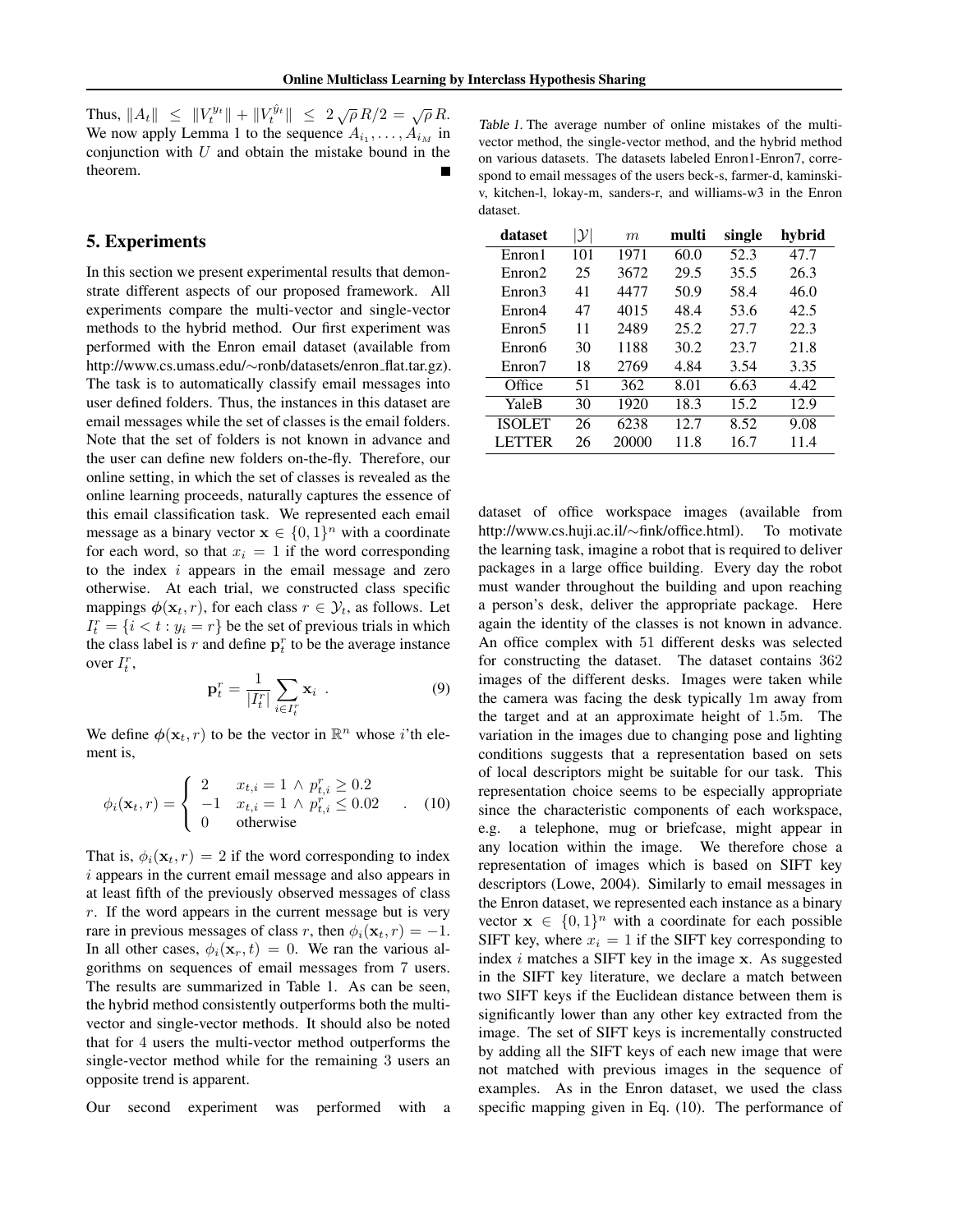Thus, $\|A_t\| \leq \|V_t^{y_t}\| + \|V_t^{\hat{y}_t}\| \leq 2\sqrt{\rho}R/2 = \sqrt{\rho}R$. We now apply Lemma 1 to the sequence $A_{i_1}, \ldots, A_{i_M}$ in conjunction with $U$ and obtain the mistake bound in the theorem. ∎

## 5. Experiments

In this section we present experimental results that demonstrate different aspects of our proposed framework. All experiments compare the multi-vector and single-vector methods to the hybrid method. Our first experiment was performed with the Enron email dataset (available from http://www.cs.umass.edu/∼ronb/datasets/enron_flat.tar.gz). The task is to automatically classify email messages into user defined folders. Thus, the instances in this dataset are email messages while the set of classes is the email folders. Note that the set of folders is not known in advance and the user can define new folders on-the-fly. Therefore, our online setting, in which the set of classes is revealed as the online learning proceeds, naturally captures the essence of this email classification task. We represented each email message as a binary vector $\mathbf{x} \in \{0,1\}^n$ with a coordinate for each word, so that $x_i = 1$ if the word corresponding to the index $i$ appears in the email message and zero otherwise. At each trial, we constructed class specific mappings $\boldsymbol{\phi}(\mathbf{x}_t, r)$, for each class $r \in \mathcal{Y}_t$, as follows. Let $I_t^r = \{i < t : y_i = r\}$ be the set of previous trials in which the class label is $r$ and define $\mathbf{p}_t^r$ to be the average instance over $I_t^r$,

$$\mathbf{p}_t^r = \frac{1}{|I_t^r|} \sum_{i \in I_t^r} \mathbf{x}_i \ . \tag{9}$$

We define $\boldsymbol{\phi}(\mathbf{x}_t, r)$ to be the vector in $\mathbb{R}^n$ whose $i$'th element is,

$$\phi_i(\mathbf{x}_t, r) = \begin{cases} 2 & x_{t,i} = 1 \ \wedge \ p_{t,i}^r \geq 0.2 \\ -1 & x_{t,i} = 1 \ \wedge \ p_{t,i}^r \leq 0.02 \\ 0 & \text{otherwise} \end{cases} \ . \tag{10}$$

That is, $\phi_i(\mathbf{x}_t, r) = 2$ if the word corresponding to index $i$ appears in the current email message and also appears in at least fifth of the previously observed messages of class $r$. If the word appears in the current message but is very rare in previous messages of class $r$, then $\phi_i(\mathbf{x}_t, r) = -1$. In all other cases, $\phi_i(\mathbf{x}_r, t) = 0$. We ran the various algorithms on sequences of email messages from 7 users. The results are summarized in Table 1. As can be seen, the hybrid method consistently outperforms both the multi-vector and single-vector methods. It should also be noted that for 4 users the multi-vector method outperforms the single-vector method while for the remaining 3 users an opposite trend is apparent.

Table 1. The average number of online mistakes of the multi-vector method, the single-vector method, and the hybrid method on various datasets. The datasets labeled Enron1-Enron7, correspond to email messages of the users beck-s, farmer-d, kaminski-v, kitchen-l, lokay-m, sanders-r, and williams-w3 in the Enron dataset.

| dataset | $\lvert\mathcal{Y}\rvert$ | $m$ | **multi** | **single** | **hybrid** |
|---|---|---|---|---|---|
| Enron1 | 101 | 1971 | 60.0 | 52.3 | 47.7 |
| Enron2 | 25 | 3672 | 29.5 | 35.5 | 26.3 |
| Enron3 | 41 | 4477 | 50.9 | 58.4 | 46.0 |
| Enron4 | 47 | 4015 | 48.4 | 53.6 | 42.5 |
| Enron5 | 11 | 2489 | 25.2 | 27.7 | 22.3 |
| Enron6 | 30 | 1188 | 30.2 | 23.7 | 21.8 |
| Enron7 | 18 | 2769 | 4.84 | 3.54 | 3.35 |
| Office | 51 | 362 | 8.01 | 6.63 | 4.42 |
| YaleB | 30 | 1920 | 18.3 | 15.2 | 12.9 |
| ISOLET | 26 | 6238 | 12.7 | 8.52 | 9.08 |
| LETTER | 26 | 20000 | 11.8 | 16.7 | 11.4 |

Our second experiment was performed with a dataset of office workspace images (available from http://www.cs.huji.ac.il/∼fink/office.html). To motivate the learning task, imagine a robot that is required to deliver packages in a large office building. Every day the robot must wander throughout the building and upon reaching a person's desk, deliver the appropriate package. Here again the identity of the classes is not known in advance. An office complex with 51 different desks was selected for constructing the dataset. The dataset contains 362 images of the different desks. Images were taken while the camera was facing the desk typically 1m away from the target and at an approximate height of 1.5m. The variation in the images due to changing pose and lighting conditions suggests that a representation based on sets of local descriptors might be suitable for our task. This representation choice seems to be especially appropriate since the characteristic components of each workspace, e.g. a telephone, mug or briefcase, might appear in any location within the image. We therefore chose a representation of images which is based on SIFT key descriptors (Lowe, 2004). Similarly to email messages in the Enron dataset, we represented each instance as a binary vector $\mathbf{x} \in \{0,1\}^n$ with a coordinate for each possible SIFT key, where $x_i = 1$ if the SIFT key corresponding to index $i$ matches a SIFT key in the image $\mathbf{x}$. As suggested in the SIFT key literature, we declare a match between two SIFT keys if the Euclidean distance between them is significantly lower than any other key extracted from the image. The set of SIFT keys is incrementally constructed by adding all the SIFT keys of each new image that were not matched with previous images in the sequence of examples. As in the Enron dataset, we used the class specific mapping given in Eq. (10). The performance of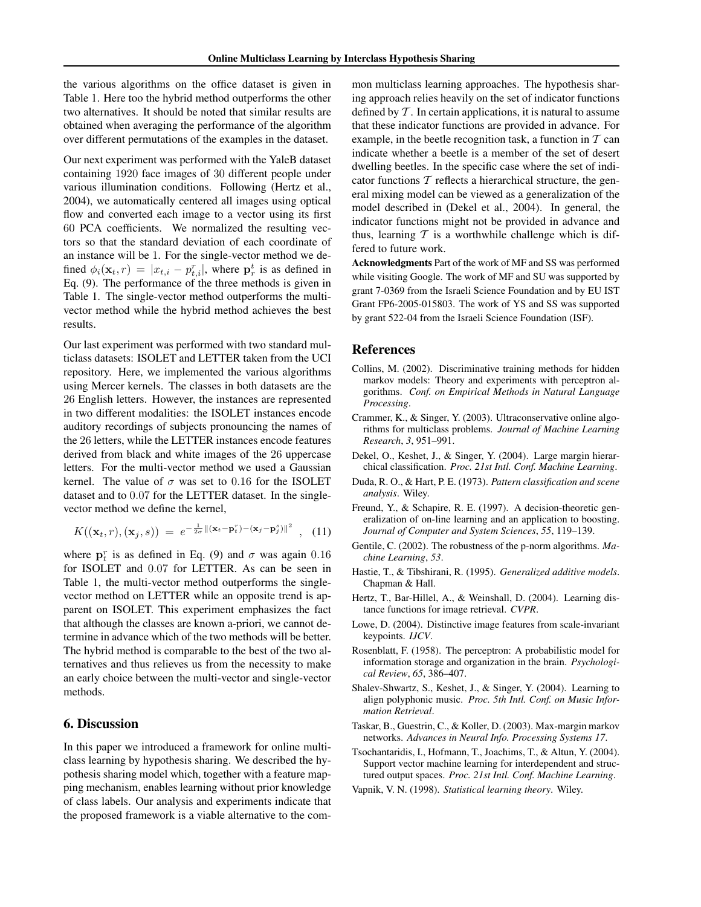the various algorithms on the office dataset is given in Table 1. Here too the hybrid method outperforms the other two alternatives. It should be noted that similar results are obtained when averaging the performance of the algorithm over different permutations of the examples in the dataset.

Our next experiment was performed with the YaleB dataset containing 1920 face images of 30 different people under various illumination conditions. Following (Hertz et al., 2004), we automatically centered all images using optical flow and converted each image to a vector using its first 60 PCA coefficients. We normalized the resulting vectors so that the standard deviation of each coordinate of an instance will be 1. For the single-vector method we defined $\phi_i(\mathbf{x}_t, r) = |x_{t,i} - p^r_{t,i}|$, where $\mathbf{p}^t_r$ is as defined in Eq. (9). The performance of the three methods is given in Table 1. The single-vector method outperforms the multi-vector method while the hybrid method achieves the best results.

Our last experiment was performed with two standard multiclass datasets: ISOLET and LETTER taken from the UCI repository. Here, we implemented the various algorithms using Mercer kernels. The classes in both datasets are the 26 English letters. However, the instances are represented in two different modalities: the ISOLET instances encode auditory recordings of subjects pronouncing the names of the 26 letters, while the LETTER instances encode features derived from black and white images of the 26 uppercase letters. For the multi-vector method we used a Gaussian kernel. The value of $\sigma$ was set to 0.16 for the ISOLET dataset and to 0.07 for the LETTER dataset. In the single-vector method we define the kernel,

$$K((\mathbf{x}_t, r), (\mathbf{x}_j, s)) = e^{-\frac{1}{2\sigma}\|(\mathbf{x}_t - \mathbf{p}^r_t) - (\mathbf{x}_j - \mathbf{p}^s_j)\|^2} \quad , \quad (11)$$

where $\mathbf{p}^r_t$ is as defined in Eq. (9) and $\sigma$ was again 0.16 for ISOLET and 0.07 for LETTER. As can be seen in Table 1, the multi-vector method outperforms the single-vector method on LETTER while an opposite trend is apparent on ISOLET. This experiment emphasizes the fact that although the classes are known a-priori, we cannot determine in advance which of the two methods will be better. The hybrid method is comparable to the best of the two alternatives and thus relieves us from the necessity to make an early choice between the multi-vector and single-vector methods.

## 6. Discussion

In this paper we introduced a framework for online multiclass learning by hypothesis sharing. We described the hypothesis sharing model which, together with a feature mapping mechanism, enables learning without prior knowledge of class labels. Our analysis and experiments indicate that the proposed framework is a viable alternative to the common multiclass learning approaches. The hypothesis sharing approach relies heavily on the set of indicator functions defined by $\mathcal{T}$. In certain applications, it is natural to assume that these indicator functions are provided in advance. For example, in the beetle recognition task, a function in $\mathcal{T}$ can indicate whether a beetle is a member of the set of desert dwelling beetles. In the specific case where the set of indicator functions $\mathcal{T}$ reflects a hierarchical structure, the general mixing model can be viewed as a generalization of the model described in (Dekel et al., 2004). In general, the indicator functions might not be provided in advance and thus, learning $\mathcal{T}$ is a worthwhile challenge which is differed to future work.

**Acknowledgments** Part of the work of MF and SS was performed while visiting Google. The work of MF and SU was supported by grant 7-0369 from the Israeli Science Foundation and by EU IST Grant FP6-2005-015803. The work of YS and SS was supported by grant 522-04 from the Israeli Science Foundation (ISF).

## References

Collins, M. (2002). Discriminative training methods for hidden markov models: Theory and experiments with perceptron algorithms. *Conf. on Empirical Methods in Natural Language Processing*.

Crammer, K., & Singer, Y. (2003). Ultraconservative online algorithms for multiclass problems. *Journal of Machine Learning Research*, *3*, 951–991.

Dekel, O., Keshet, J., & Singer, Y. (2004). Large margin hierarchical classification. *Proc. 21st Intl. Conf. Machine Learning*.

Duda, R. O., & Hart, P. E. (1973). *Pattern classification and scene analysis*. Wiley.

Freund, Y., & Schapire, R. E. (1997). A decision-theoretic generalization of on-line learning and an application to boosting. *Journal of Computer and System Sciences*, *55*, 119–139.

Gentile, C. (2002). The robustness of the p-norm algorithms. *Machine Learning*, *53*.

Hastie, T., & Tibshirani, R. (1995). *Generalized additive models*. Chapman & Hall.

Hertz, T., Bar-Hillel, A., & Weinshall, D. (2004). Learning distance functions for image retrieval. *CVPR*.

Lowe, D. (2004). Distinctive image features from scale-invariant keypoints. *IJCV*.

Rosenblatt, F. (1958). The perceptron: A probabilistic model for information storage and organization in the brain. *Psychological Review*, *65*, 386–407.

Shalev-Shwartz, S., Keshet, J., & Singer, Y. (2004). Learning to align polyphonic music. *Proc. 5th Intl. Conf. on Music Information Retrieval*.

Taskar, B., Guestrin, C., & Koller, D. (2003). Max-margin markov networks. *Advances in Neural Info. Processing Systems 17*.

Tsochantaridis, I., Hofmann, T., Joachims, T., & Altun, Y. (2004). Support vector machine learning for interdependent and structured output spaces. *Proc. 21st Intl. Conf. Machine Learning*.

Vapnik, V. N. (1998). *Statistical learning theory*. Wiley.